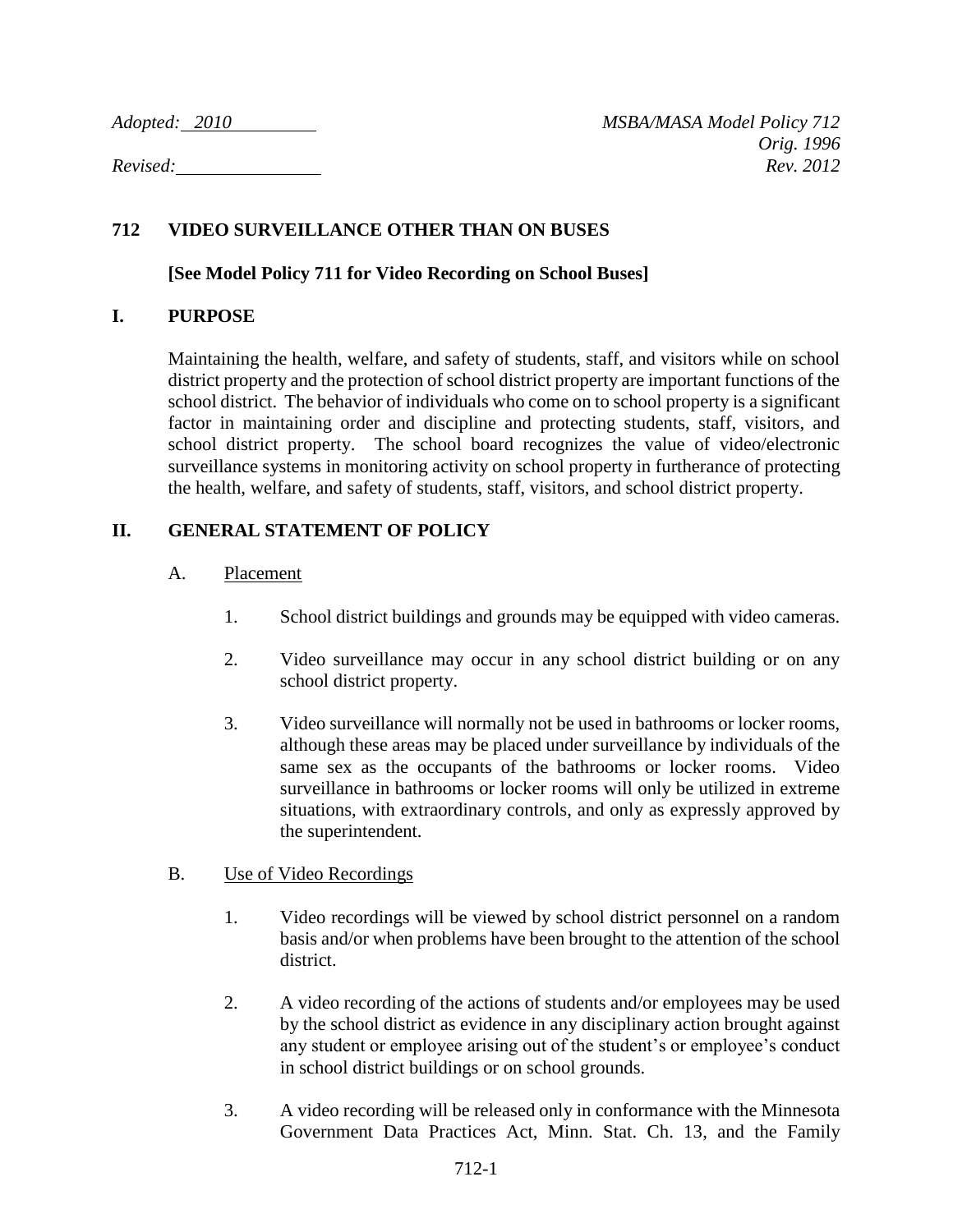*Adopted: 2010* *MSBA/MASA Model Policy 712*
*Orig. 1996*
*Revised:* *Rev. 2012*

# 712 VIDEO SURVEILLANCE OTHER THAN ON BUSES

**[See Model Policy 711 for Video Recording on School Buses]**

## I. PURPOSE

Maintaining the health, welfare, and safety of students, staff, and visitors while on school district property and the protection of school district property are important functions of the school district. The behavior of individuals who come on to school property is a significant factor in maintaining order and discipline and protecting students, staff, visitors, and school district property. The school board recognizes the value of video/electronic surveillance systems in monitoring activity on school property in furtherance of protecting the health, welfare, and safety of students, staff, visitors, and school district property.

## II. GENERAL STATEMENT OF POLICY

A. Placement

1. School district buildings and grounds may be equipped with video cameras.
2. Video surveillance may occur in any school district building or on any school district property.
3. Video surveillance will normally not be used in bathrooms or locker rooms, although these areas may be placed under surveillance by individuals of the same sex as the occupants of the bathrooms or locker rooms. Video surveillance in bathrooms or locker rooms will only be utilized in extreme situations, with extraordinary controls, and only as expressly approved by the superintendent.

B. Use of Video Recordings

1. Video recordings will be viewed by school district personnel on a random basis and/or when problems have been brought to the attention of the school district.
2. A video recording of the actions of students and/or employees may be used by the school district as evidence in any disciplinary action brought against any student or employee arising out of the student's or employee's conduct in school district buildings or on school grounds.
3. A video recording will be released only in conformance with the Minnesota Government Data Practices Act, Minn. Stat. Ch. 13, and the Family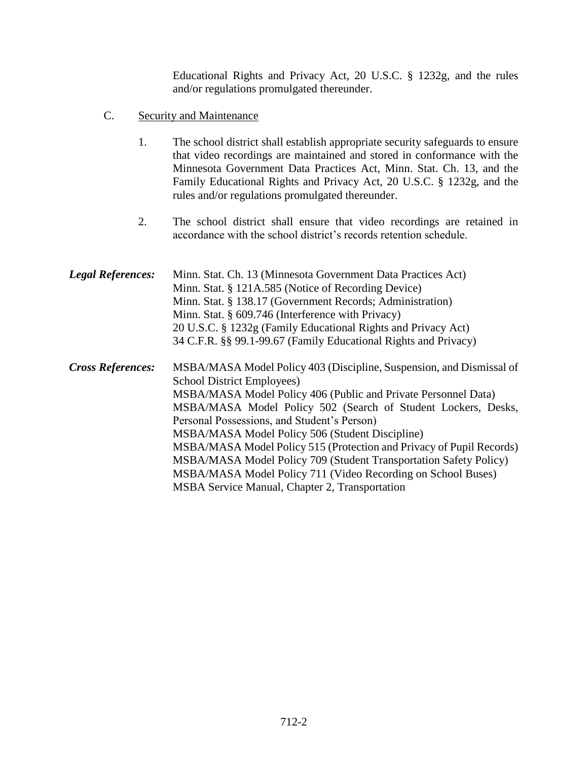Educational Rights and Privacy Act, 20 U.S.C. § 1232g, and the rules and/or regulations promulgated thereunder.

C. Security and Maintenance

1. The school district shall establish appropriate security safeguards to ensure that video recordings are maintained and stored in conformance with the Minnesota Government Data Practices Act, Minn. Stat. Ch. 13, and the Family Educational Rights and Privacy Act, 20 U.S.C. § 1232g, and the rules and/or regulations promulgated thereunder.

2. The school district shall ensure that video recordings are retained in accordance with the school district's records retention schedule.

***Legal References:***
Minn. Stat. Ch. 13 (Minnesota Government Data Practices Act)
Minn. Stat. § 121A.585 (Notice of Recording Device)
Minn. Stat. § 138.17 (Government Records; Administration)
Minn. Stat. § 609.746 (Interference with Privacy)
20 U.S.C. § 1232g (Family Educational Rights and Privacy Act)
34 C.F.R. §§ 99.1-99.67 (Family Educational Rights and Privacy)

***Cross References:***
MSBA/MASA Model Policy 403 (Discipline, Suspension, and Dismissal of School District Employees)
MSBA/MASA Model Policy 406 (Public and Private Personnel Data)
MSBA/MASA Model Policy 502 (Search of Student Lockers, Desks, Personal Possessions, and Student's Person)
MSBA/MASA Model Policy 506 (Student Discipline)
MSBA/MASA Model Policy 515 (Protection and Privacy of Pupil Records)
MSBA/MASA Model Policy 709 (Student Transportation Safety Policy)
MSBA/MASA Model Policy 711 (Video Recording on School Buses)
MSBA Service Manual, Chapter 2, Transportation